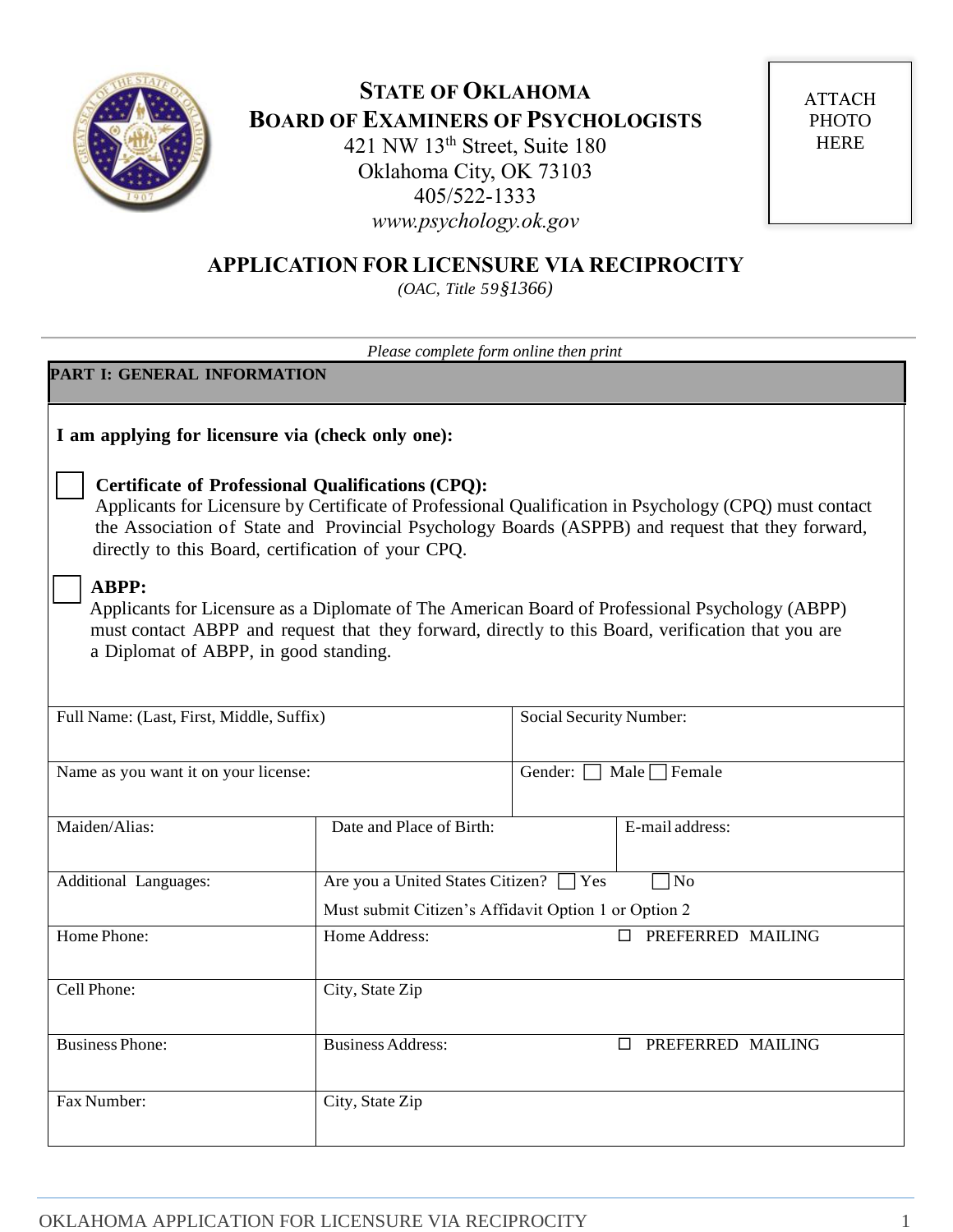# STATE OF OKLAHOMA
## BOARD OF EXAMINERS OF PSYCHOLOGISTS

421 NW 13th Street, Suite 180
Oklahoma City, OK 73103
405/522-1333
*www.psychology.ok.gov*

ATTACH PHOTO HERE

## APPLICATION FOR LICENSURE VIA RECIPROCITY

*(OAC, Title 59§1366)*

*Please complete form online then print*

### PART I: GENERAL INFORMATION

**I am applying for licensure via (check only one):**

☐ **Certificate of Professional Qualifications (CPQ):**
Applicants for Licensure by Certificate of Professional Qualification in Psychology (CPQ) must contact the Association of State and Provincial Psychology Boards (ASPPB) and request that they forward, directly to this Board, certification of your CPQ.

☐ **ABPP:**
Applicants for Licensure as a Diplomate of The American Board of Professional Psychology (ABPP) must contact ABPP and request that they forward, directly to this Board, verification that you are a Diplomat of ABPP, in good standing.

| Full Name: (Last, First, Middle, Suffix) | | Social Security Number: |
|---|---|---|
| Name as you want it on your license: | | Gender: ☐ Male ☐ Female |
| Maiden/Alias: | Date and Place of Birth: | E-mail address: |
| Additional Languages: | Are you a United States Citizen? ☐ Yes ☐ No<br>Must submit Citizen's Affidavit Option 1 or Option 2 | |
| Home Phone: | Home Address: | ☐ PREFERRED MAILING |
| Cell Phone: | City, State Zip | |
| Business Phone: | Business Address: | ☐ PREFERRED MAILING |
| Fax Number: | City, State Zip | |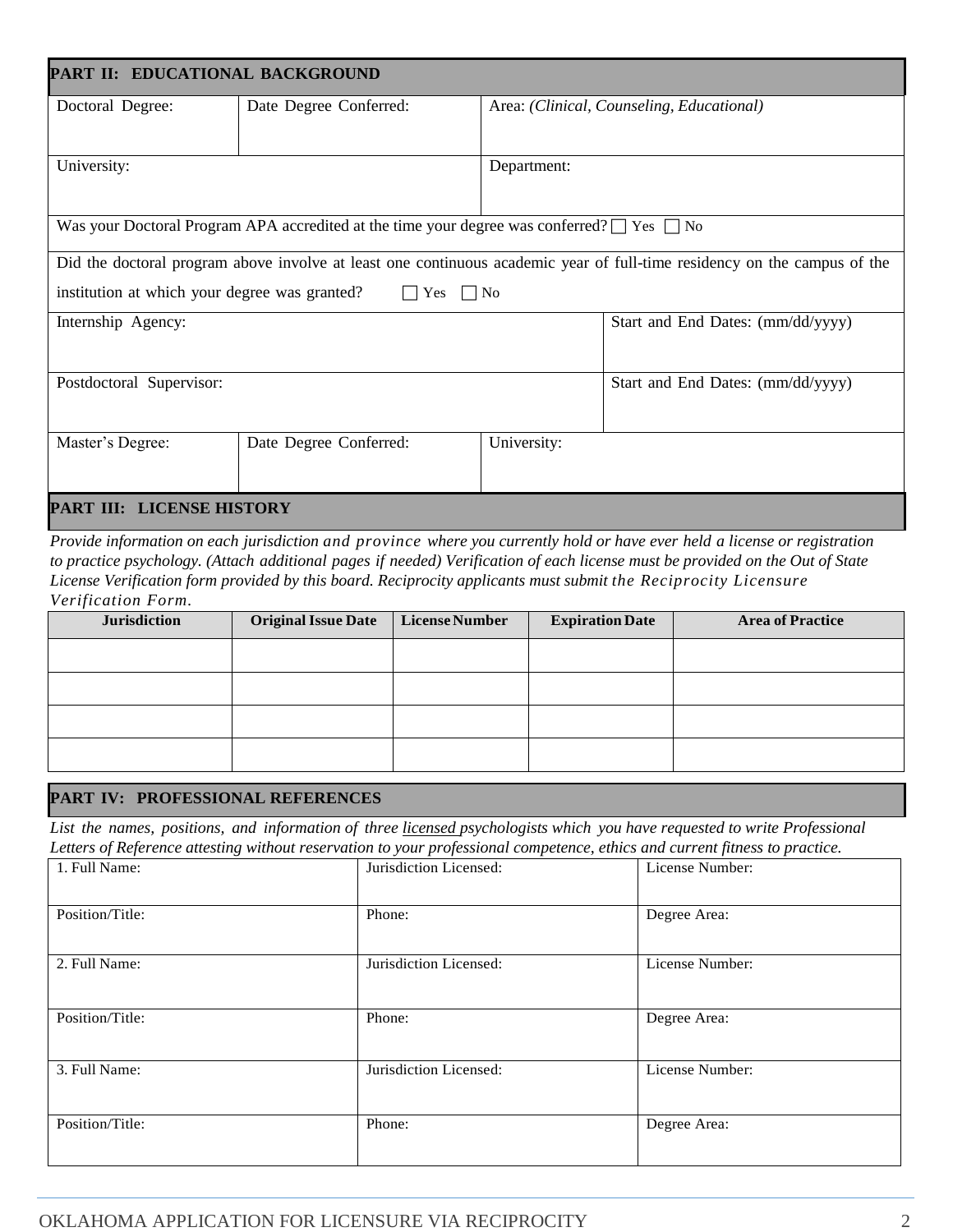## PART II: EDUCATIONAL BACKGROUND

| Doctoral Degree: | Date Degree Conferred: | Area: *(Clinical, Counseling, Educational)* |
|---|---|---|

| University: | Department: |
|---|---|

Was your Doctoral Program APA accredited at the time your degree was conferred? ☐ Yes ☐ No

Did the doctoral program above involve at least one continuous academic year of full-time residency on the campus of the institution at which your degree was granted? ☐ Yes ☐ No

| Internship Agency: | Start and End Dates: (mm/dd/yyyy) |
|---|---|
| Postdoctoral Supervisor: | Start and End Dates: (mm/dd/yyyy) |

| Master's Degree: | Date Degree Conferred: | University: |
|---|---|---|

## PART III: LICENSE HISTORY

*Provide information on each jurisdiction and province where you currently hold or have ever held a license or registration to practice psychology. (Attach additional pages if needed) Verification of each license must be provided on the Out of State License Verification form provided by this board. Reciprocity applicants must submit the Reciprocity Licensure Verification Form.*

| Jurisdiction | Original Issue Date | License Number | Expiration Date | Area of Practice |
|---|---|---|---|---|
| | | | | |
| | | | | |
| | | | | |
| | | | | |

## PART IV: PROFESSIONAL REFERENCES

*List the names, positions, and information of three licensed psychologists which you have requested to write Professional Letters of Reference attesting without reservation to your professional competence, ethics and current fitness to practice.*

| 1. Full Name: | Jurisdiction Licensed: | License Number: |
|---|---|---|
| Position/Title: | Phone: | Degree Area: |
| 2. Full Name: | Jurisdiction Licensed: | License Number: |
| Position/Title: | Phone: | Degree Area: |
| 3. Full Name: | Jurisdiction Licensed: | License Number: |
| Position/Title: | Phone: | Degree Area: |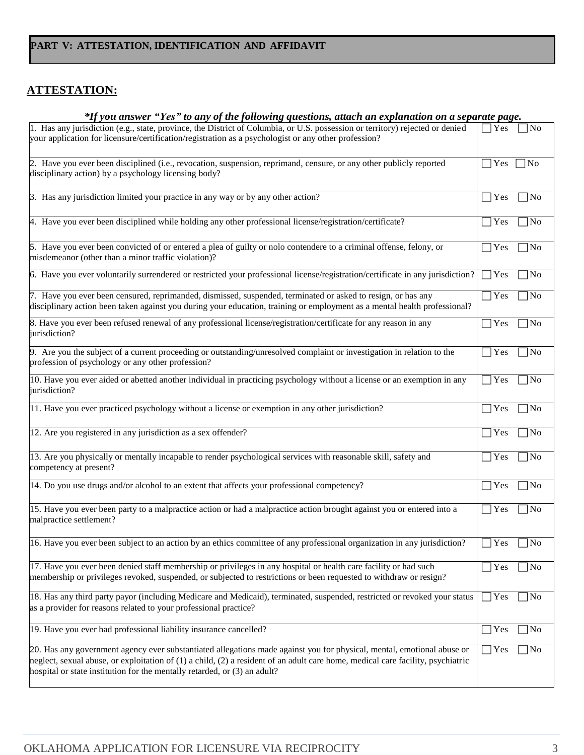## PART V: ATTESTATION, IDENTIFICATION AND AFFIDAVIT

### ATTESTATION:

***If you answer "Yes" to any of the following questions, attach an explanation on a separate page.**

| Question | Response |
|---|---|
| 1. Has any jurisdiction (e.g., state, province, the District of Columbia, or U.S. possession or territory) rejected or denied your application for licensure/certification/registration as a psychologist or any other profession? | ☐ Yes ☐ No |
| 2. Have you ever been disciplined (i.e., revocation, suspension, reprimand, censure, or any other publicly reported disciplinary action) by a psychology licensing body? | ☐ Yes ☐ No |
| 3. Has any jurisdiction limited your practice in any way or by any other action? | ☐ Yes ☐ No |
| 4. Have you ever been disciplined while holding any other professional license/registration/certificate? | ☐ Yes ☐ No |
| 5. Have you ever been convicted of or entered a plea of guilty or nolo contendere to a criminal offense, felony, or misdemeanor (other than a minor traffic violation)? | ☐ Yes ☐ No |
| 6. Have you ever voluntarily surrendered or restricted your professional license/registration/certificate in any jurisdiction? | ☐ Yes ☐ No |
| 7. Have you ever been censured, reprimanded, dismissed, suspended, terminated or asked to resign, or has any disciplinary action been taken against you during your education, training or employment as a mental health professional? | ☐ Yes ☐ No |
| 8. Have you ever been refused renewal of any professional license/registration/certificate for any reason in any jurisdiction? | ☐ Yes ☐ No |
| 9. Are you the subject of a current proceeding or outstanding/unresolved complaint or investigation in relation to the profession of psychology or any other profession? | ☐ Yes ☐ No |
| 10. Have you ever aided or abetted another individual in practicing psychology without a license or an exemption in any jurisdiction? | ☐ Yes ☐ No |
| 11. Have you ever practiced psychology without a license or exemption in any other jurisdiction? | ☐ Yes ☐ No |
| 12. Are you registered in any jurisdiction as a sex offender? | ☐ Yes ☐ No |
| 13. Are you physically or mentally incapable to render psychological services with reasonable skill, safety and competency at present? | ☐ Yes ☐ No |
| 14. Do you use drugs and/or alcohol to an extent that affects your professional competency? | ☐ Yes ☐ No |
| 15. Have you ever been party to a malpractice action or had a malpractice action brought against you or entered into a malpractice settlement? | ☐ Yes ☐ No |
| 16. Have you ever been subject to an action by an ethics committee of any professional organization in any jurisdiction? | ☐ Yes ☐ No |
| 17. Have you ever been denied staff membership or privileges in any hospital or health care facility or had such membership or privileges revoked, suspended, or subjected to restrictions or been requested to withdraw or resign? | ☐ Yes ☐ No |
| 18. Has any third party payor (including Medicare and Medicaid), terminated, suspended, restricted or revoked your status as a provider for reasons related to your professional practice? | ☐ Yes ☐ No |
| 19. Have you ever had professional liability insurance cancelled? | ☐ Yes ☐ No |
| 20. Has any government agency ever substantiated allegations made against you for physical, mental, emotional abuse or neglect, sexual abuse, or exploitation of (1) a child, (2) a resident of an adult care home, medical care facility, psychiatric hospital or state institution for the mentally retarded, or (3) an adult? | ☐ Yes ☐ No |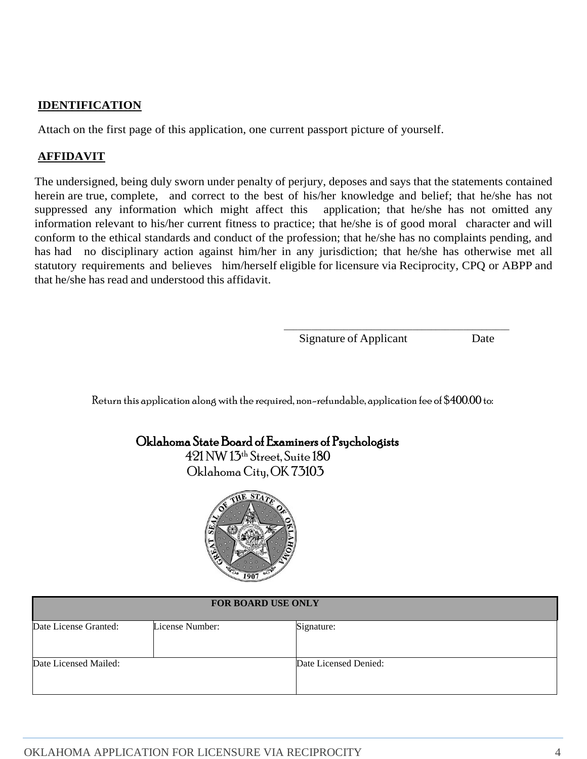## IDENTIFICATION

Attach on the first page of this application, one current passport picture of yourself.

## AFFIDAVIT

The undersigned, being duly sworn under penalty of perjury, deposes and says that the statements contained herein are true, complete, and correct to the best of his/her knowledge and belief; that he/she has not suppressed any information which might affect this application; that he/she has not omitted any information relevant to his/her current fitness to practice; that he/she is of good moral character and will conform to the ethical standards and conduct of the profession; that he/she has no complaints pending, and has had no disciplinary action against him/her in any jurisdiction; that he/she has otherwise met all statutory requirements and believes him/herself eligible for licensure via Reciprocity, CPQ or ABPP and that he/she has read and understood this affidavit.

_______________________________________

Signature of Applicant Date

Return this application along with the required, non-refundable, application fee of $400.00 to:

**Oklahoma State Board of Examiners of Psychologists**
421 NW 13th Street, Suite 180
Oklahoma City, OK 73103

| FOR BOARD USE ONLY | | |
|---|---|---|
| Date License Granted: | License Number: | Signature: |
| Date Licensed Mailed: | | Date Licensed Denied: |